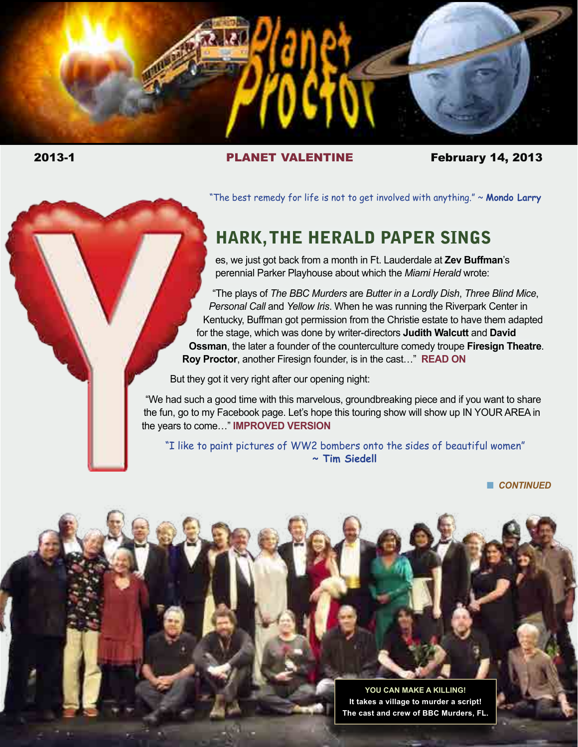# Planet Proctor

**2013-1** | **PLANET VALENTINE** | **February 14, 2013**

"The best remedy for life is not to get involved with anything." ~ **Mondo Larry**

## HARK, THE HERALD PAPER SINGS

Yes, we just got back from a month in Ft. Lauderdale at **Zev Buffman**'s perennial Parker Playhouse about which the *Miami Herald* wrote:

"The plays of *The BBC Murders* are *Butter in a Lordly Dish*, *Three Blind Mice*, *Personal Call* and *Yellow Iris*. When he was running the Riverpark Center in Kentucky, Buffman got permission from the Christie estate to have them adapted for the stage, which was done by writer-directors **Judith Walcutt** and **David Ossman**, the later a founder of the counterculture comedy troupe **Firesign Theatre**. **Roy Proctor**, another Firesign founder, is in the cast…" **READ ON**

But they got it very right after our opening night:

"We had such a good time with this marvelous, groundbreaking piece and if you want to share the fun, go to my Facebook page. Let's hope this touring show will show up IN YOUR AREA in the years to come…" **IMPROVED VERSION**

"I like to paint pictures of WW2 bombers onto the sides of beautiful women"
**~ Tim Siedell**

***CONTINUED***

**YOU CAN MAKE A KILLING!**
**It takes a village to murder a script!**
**The cast and crew of BBC Murders, FL.**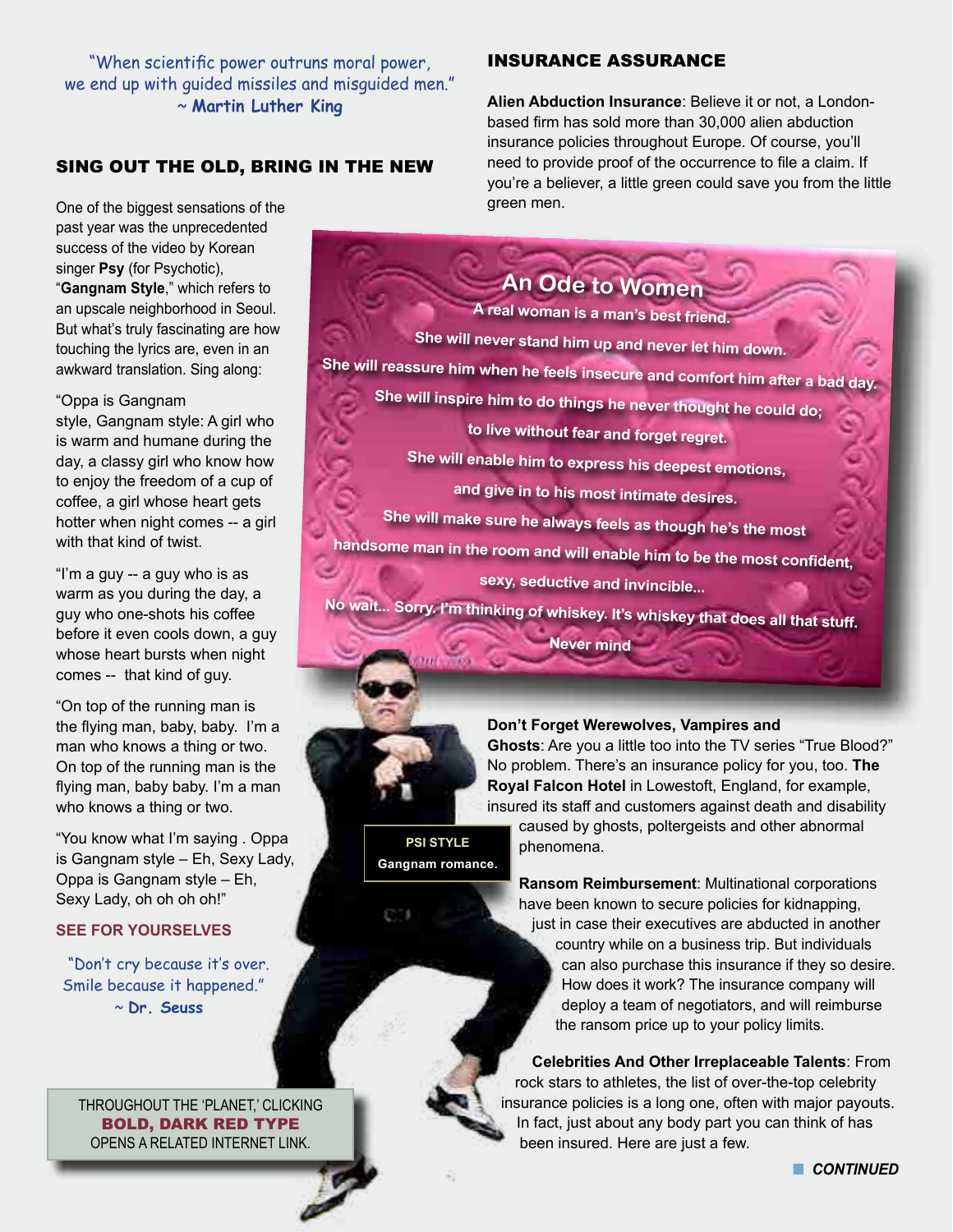"When scientific power outruns moral power, we end up with guided missiles and misguided men."
~ **Martin Luther King**

## SING OUT THE OLD, BRING IN THE NEW

One of the biggest sensations of the past year was the unprecedented success of the video by Korean singer **Psy** (for Psychotic), "**Gangnam Style**," which refers to an upscale neighborhood in Seoul. But what's truly fascinating are how touching the lyrics are, even in an awkward translation. Sing along:

"Oppa is Gangnam style, Gangnam style: A girl who is warm and humane during the day, a classy girl who know how to enjoy the freedom of a cup of coffee, a girl whose heart gets hotter when night comes -- a girl with that kind of twist.

"I'm a guy -- a guy who is as warm as you during the day, a guy who one-shots his coffee before it even cools down, a guy whose heart bursts when night comes -- that kind of guy.

"On top of the running man is the flying man, baby, baby. I'm a man who knows a thing or two. On top of the running man is the flying man, baby baby. I'm a man who knows a thing or two.

"You know what I'm saying . Oppa is Gangnam style – Eh, Sexy Lady, Oppa is Gangnam style – Eh, Sexy Lady, oh oh oh oh!"

**SEE FOR YOURSELVES**

"Don't cry because it's over. Smile because it happened."
~ **Dr. Seuss**

THROUGHOUT THE 'PLANET,' CLICKING **BOLD, DARK RED TYPE** OPENS A RELATED INTERNET LINK.

## INSURANCE ASSURANCE

**Alien Abduction Insurance**: Believe it or not, a London-based firm has sold more than 30,000 alien abduction insurance policies throughout Europe. Of course, you'll need to provide proof of the occurrence to file a claim. If you're a believer, a little green could save you from the little green men.

### An Ode to Women

A real woman is a man's best friend.
She will never stand him up and never let him down.
She will reassure him when he feels insecure and comfort him after a bad day.
She will inspire him to do things he never thought he could do;
to live without fear and forget regret.
She will enable him to express his deepest emotions,
and give in to his most intimate desires.
She will make sure he always feels as though he's the most
handsome man in the room and will enable him to be the most confident,
sexy, seductive and invincible...
No wait... Sorry. I'm thinking of whiskey. It's whiskey that does all that stuff.
Never mind

**PSI STYLE**
**Gangnam romance.**

**Don't Forget Werewolves, Vampires and Ghosts**: Are you a little too into the TV series "True Blood?" No problem. There's an insurance policy for you, too. **The Royal Falcon Hotel** in Lowestoft, England, for example, insured its staff and customers against death and disability caused by ghosts, poltergeists and other abnormal phenomena.

**Ransom Reimbursement**: Multinational corporations have been known to secure policies for kidnapping, just in case their executives are abducted in another country while on a business trip. But individuals can also purchase this insurance if they so desire. How does it work? The insurance company will deploy a team of negotiators, and will reimburse the ransom price up to your policy limits.

**Celebrities And Other Irreplaceable Talents**: From rock stars to athletes, the list of over-the-top celebrity insurance policies is a long one, often with major payouts. In fact, just about any body part you can think of has been insured. Here are just a few.

***CONTINUED***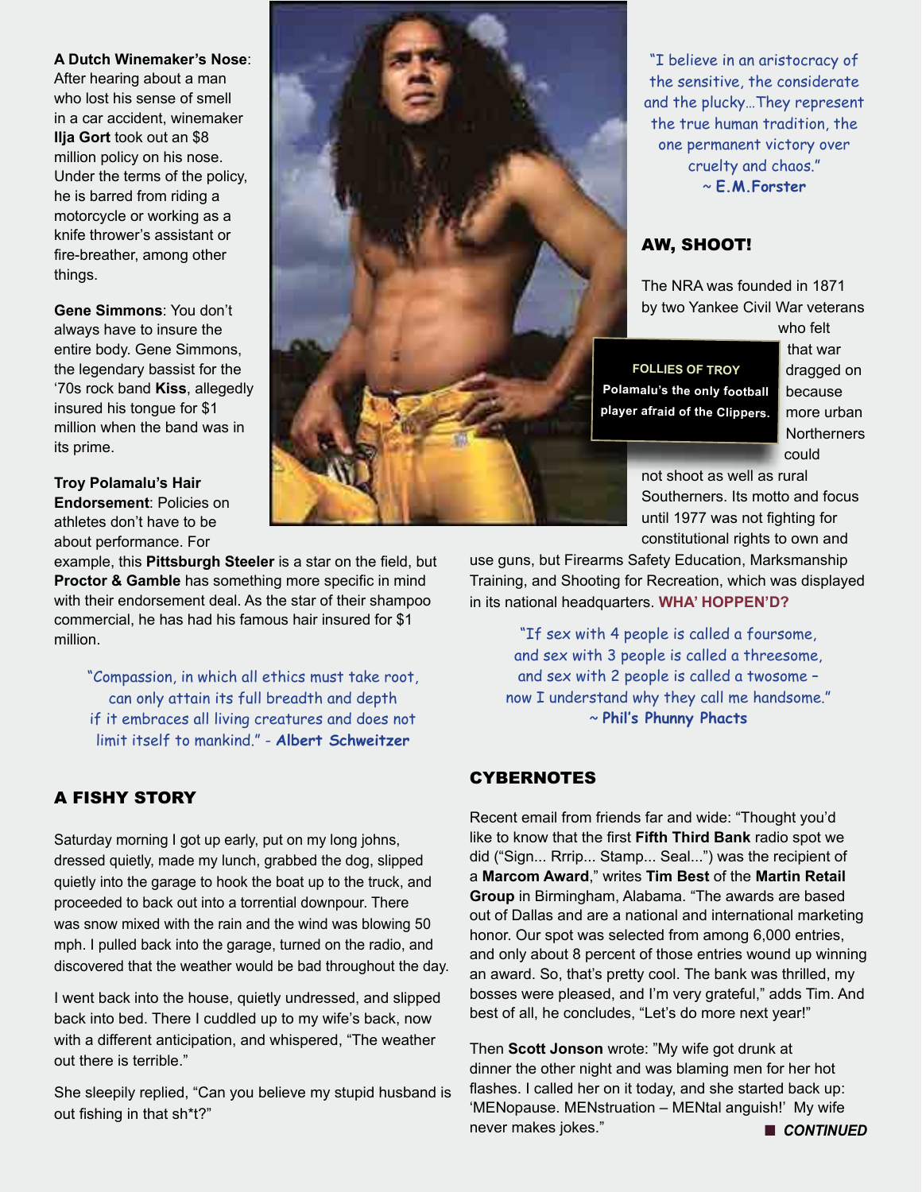**A Dutch Winemaker's Nose**: After hearing about a man who lost his sense of smell in a car accident, winemaker **Ilja Gort** took out an $8 million policy on his nose. Under the terms of the policy, he is barred from riding a motorcycle or working as a knife thrower's assistant or fire-breather, among other things.

**Gene Simmons**: You don't always have to insure the entire body. Gene Simmons, the legendary bassist for the '70s rock band **Kiss**, allegedly insured his tongue for $1 million when the band was in its prime.

**Troy Polamalu's Hair Endorsement**: Policies on athletes don't have to be about performance. For example, this **Pittsburgh Steeler** is a star on the field, but **Proctor & Gamble** has something more specific in mind with their endorsement deal. As the star of their shampoo commercial, he has had his famous hair insured for $1 million.

"Compassion, in which all ethics must take root, can only attain its full breadth and depth if it embraces all living creatures and does not limit itself to mankind." - **Albert Schweitzer**

## A FISHY STORY

Saturday morning I got up early, put on my long johns, dressed quietly, made my lunch, grabbed the dog, slipped quietly into the garage to hook the boat up to the truck, and proceeded to back out into a torrential downpour. There was snow mixed with the rain and the wind was blowing 50 mph. I pulled back into the garage, turned on the radio, and discovered that the weather would be bad throughout the day.

I went back into the house, quietly undressed, and slipped back into bed. There I cuddled up to my wife's back, now with a different anticipation, and whispered, "The weather out there is terrible."

She sleepily replied, "Can you believe my stupid husband is out fishing in that sh*t?"

"I believe in an aristocracy of the sensitive, the considerate and the plucky…They represent the true human tradition, the one permanent victory over cruelty and chaos."
~ **E.M.Forster**

## AW, SHOOT!

The NRA was founded in 1871 by two Yankee Civil War veterans who felt that war dragged on because more urban Northerners could not shoot as well as rural Southerners. Its motto and focus until 1977 was not fighting for constitutional rights to own and use guns, but Firearms Safety Education, Marksmanship Training, and Shooting for Recreation, which was displayed in its national headquarters. **WHA' HOPPEN'D?**

**FOLLIES OF TROY**
**Polamalu's the only football player afraid of the Clippers.**

"If sex with 4 people is called a foursome, and sex with 3 people is called a threesome, and sex with 2 people is called a twosome – now I understand why they call me handsome."
~ **Phil's Phunny Phacts**

## CYBERNOTES

Recent email from friends far and wide: "Thought you'd like to know that the first **Fifth Third Bank** radio spot we did ("Sign... Rrrip... Stamp... Seal...") was the recipient of a **Marcom Award**," writes **Tim Best** of the **Martin Retail Group** in Birmingham, Alabama. "The awards are based out of Dallas and are a national and international marketing honor. Our spot was selected from among 6,000 entries, and only about 8 percent of those entries wound up winning an award. So, that's pretty cool. The bank was thrilled, my bosses were pleased, and I'm very grateful," adds Tim. And best of all, he concludes, "Let's do more next year!"

Then **Scott Jonson** wrote: "My wife got drunk at dinner the other night and was blaming men for her hot flashes. I called her on it today, and she started back up: 'MENopause. MENstruation – MENtal anguish!' My wife never makes jokes."

***CONTINUED***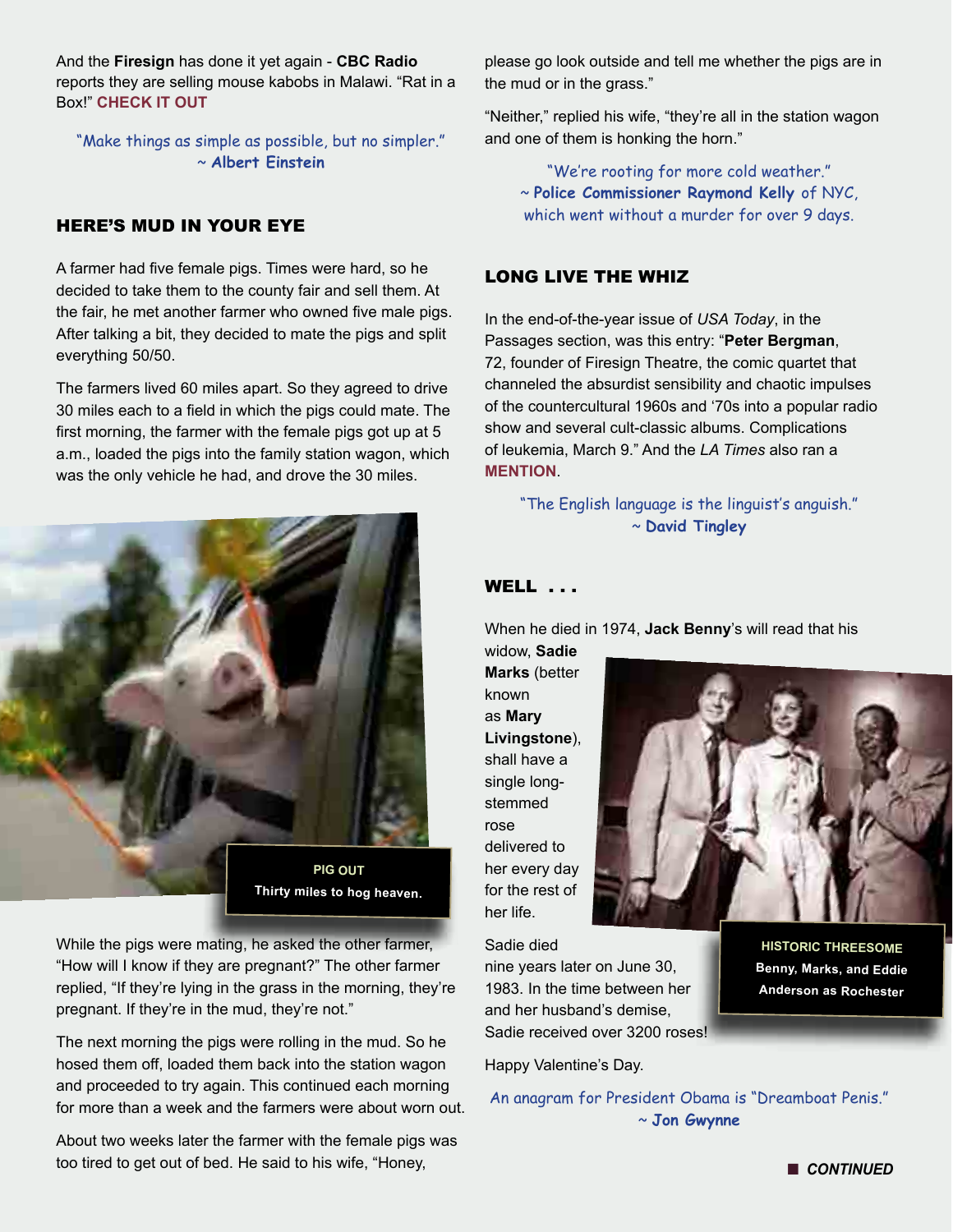And the **Firesign** has done it yet again - **CBC Radio** reports they are selling mouse kabobs in Malawi. "Rat in a Box!" **CHECK IT OUT**

"Make things as simple as possible, but no simpler."
~ **Albert Einstein**

## HERE'S MUD IN YOUR EYE

A farmer had five female pigs. Times were hard, so he decided to take them to the county fair and sell them. At the fair, he met another farmer who owned five male pigs. After talking a bit, they decided to mate the pigs and split everything 50/50.

The farmers lived 60 miles apart. So they agreed to drive 30 miles each to a field in which the pigs could mate. The first morning, the farmer with the female pigs got up at 5 a.m., loaded the pigs into the family station wagon, which was the only vehicle he had, and drove the 30 miles.

**PIG OUT**
**Thirty miles to hog heaven.**

While the pigs were mating, he asked the other farmer, "How will I know if they are pregnant?" The other farmer replied, "If they're lying in the grass in the morning, they're pregnant. If they're in the mud, they're not."

The next morning the pigs were rolling in the mud. So he hosed them off, loaded them back into the station wagon and proceeded to try again. This continued each morning for more than a week and the farmers were about worn out.

About two weeks later the farmer with the female pigs was too tired to get out of bed. He said to his wife, "Honey, please go look outside and tell me whether the pigs are in the mud or in the grass."

"Neither," replied his wife, "they're all in the station wagon and one of them is honking the horn."

"We're rooting for more cold weather."
~ **Police Commissioner Raymond Kelly** of NYC, which went without a murder for over 9 days.

## LONG LIVE THE WHIZ

In the end-of-the-year issue of *USA Today*, in the Passages section, was this entry: "**Peter Bergman**, 72, founder of Firesign Theatre, the comic quartet that channeled the absurdist sensibility and chaotic impulses of the countercultural 1960s and '70s into a popular radio show and several cult-classic albums. Complications of leukemia, March 9." And the *LA Times* also ran a **MENTION**.

"The English language is the linguist's anguish."
~ **David Tingley**

## WELL . . .

When he died in 1974, **Jack Benny**'s will read that his widow, **Sadie Marks** (better known as **Mary Livingstone**), shall have a single long-stemmed rose delivered to her every day for the rest of her life.

**HISTORIC THREESOME**
**Benny, Marks, and Eddie Anderson as Rochester**

Sadie died nine years later on June 30, 1983. In the time between her and her husband's demise, Sadie received over 3200 roses!

Happy Valentine's Day.

An anagram for President Obama is "Dreamboat Penis."
~ **Jon Gwynne**

***CONTINUED***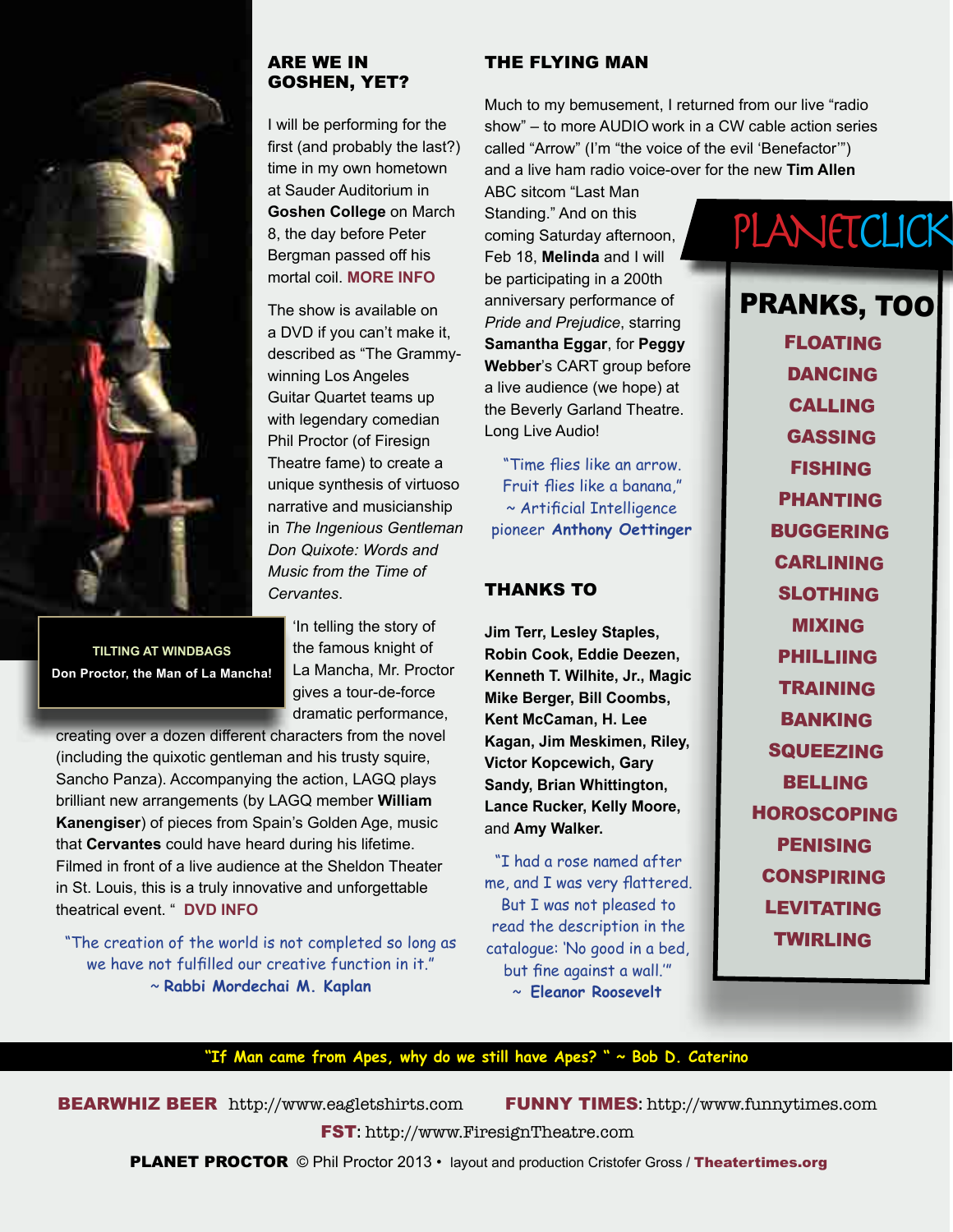## ARE WE IN GOSHEN, YET?

I will be performing for the first (and probably the last?) time in my own hometown at Sauder Auditorium in **Goshen College** on March 8, the day before Peter Bergman passed off his mortal coil. **MORE INFO**

The show is available on a DVD if you can't make it, described as "The Grammy-winning Los Angeles Guitar Quartet teams up with legendary comedian Phil Proctor (of Firesign Theatre fame) to create a unique synthesis of virtuoso narrative and musicianship in *The Ingenious Gentleman Don Quixote: Words and Music from the Time of Cervantes*.

'In telling the story of the famous knight of La Mancha, Mr. Proctor gives a tour-de-force dramatic performance, creating over a dozen different characters from the novel (including the quixotic gentleman and his trusty squire, Sancho Panza). Accompanying the action, LAGQ plays brilliant new arrangements (by LAGQ member **William Kanengiser**) of pieces from Spain's Golden Age, music that **Cervantes** could have heard during his lifetime. Filmed in front of a live audience at the Sheldon Theater in St. Louis, this is a truly innovative and unforgettable theatrical event. " **DVD INFO**

**TILTING AT WINDBAGS**
**Don Proctor, the Man of La Mancha!**

"The creation of the world is not completed so long as we have not fulfilled our creative function in it."
~ **Rabbi Mordechai M. Kaplan**

## THE FLYING MAN

Much to my bemusement, I returned from our live "radio show" – to more AUDIO work in a CW cable action series called "Arrow" (I'm "the voice of the evil 'Benefactor'") and a live ham radio voice-over for the new **Tim Allen** ABC sitcom "Last Man Standing." And on this coming Saturday afternoon, Feb 18, **Melinda** and I will be participating in a 200th anniversary performance of *Pride and Prejudice*, starring **Samantha Eggar**, for **Peggy Webber**'s CART group before a live audience (we hope) at the Beverly Garland Theatre. Long Live Audio!

"Time flies like an arrow. Fruit flies like a banana,"
~ Artificial Intelligence pioneer **Anthony Oettinger**

## THANKS TO

**Jim Terr, Lesley Staples, Robin Cook, Eddie Deezen, Kenneth T. Wilhite, Jr., Magic Mike Berger, Bill Coombs, Kent McCaman, H. Lee Kagan, Jim Meskimen, Riley, Victor Kopcewich, Gary Sandy, Brian Whittington, Lance Rucker, Kelly Moore,** and **Amy Walker.**

"I had a rose named after me, and I was very flattered. But I was not pleased to read the description in the catalogue: 'No good in a bed, but fine against a wall.'"
~ **Eleanor Roosevelt**

## PLANETCLICK

### PRANKS, TOO

FLOATING
DANCING
CALLING
GASSING
FISHING
PHANTING
BUGGERING
CARLINING
SLOTHING
MIXING
PHILLIING
TRAINING
BANKING
SQUEEZING
BELLING
HOROSCOPING
PENISING
CONSPIRING
LEVITATING
TWIRLING

**"If Man came from Apes, why do we still have Apes? " ~ Bob D. Caterino**

**BEARWHIZ BEER** http://www.eagletshirts.com **FUNNY TIMES**: http://www.funnytimes.com
**FST**: http://www.FiresignTheatre.com
**PLANET PROCTOR** © Phil Proctor 2013 • layout and production Cristofer Gross / **Theatertimes.org**